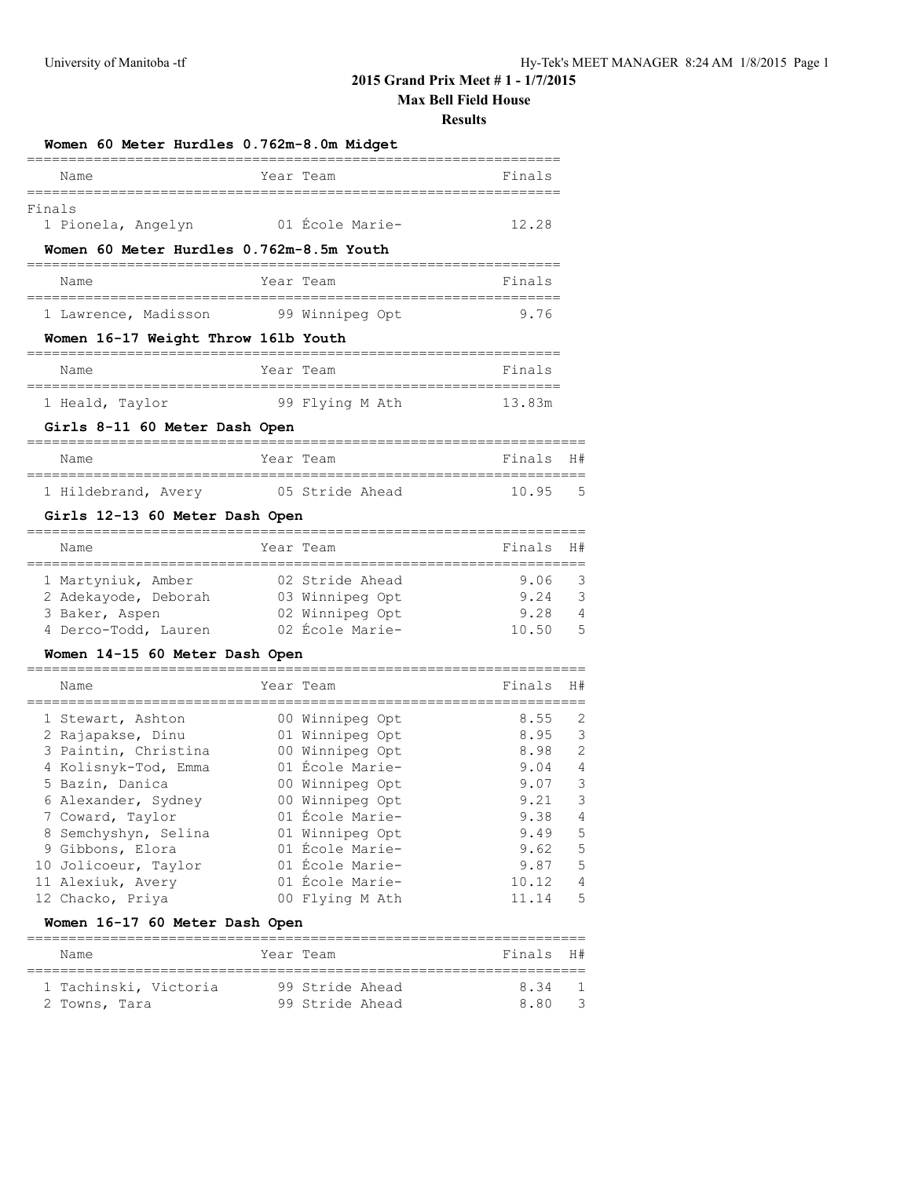## 2015 Grand Prix Meet # 1 - 1/7/2015

**Max Bell Field House**

**Results**

### Women 60 Meter Hurdles 0.762m-8.0m Midget

Finals

| Name | Year | Team | Finals |
|---|---|---|---|
| 1 Pionela, Angelyn | 01 | École Marie- | 12.28 |

### Women 60 Meter Hurdles 0.762m-8.5m Youth

| Name | Year | Team | Finals |
|---|---|---|---|
| 1 Lawrence, Madisson | 99 | Winnipeg Opt | 9.76 |

### Women 16-17 Weight Throw 16lb Youth

| Name | Year | Team | Finals |
|---|---|---|---|
| 1 Heald, Taylor | 99 | Flying M Ath | 13.83m |

### Girls 8-11 60 Meter Dash Open

| Name | Year | Team | Finals | H# |
|---|---|---|---|---|
| 1 Hildebrand, Avery | 05 | Stride Ahead | 10.95 | 5 |

### Girls 12-13 60 Meter Dash Open

| Name | Year | Team | Finals | H# |
|---|---|---|---|---|
| 1 Martyniuk, Amber | 02 | Stride Ahead | 9.06 | 3 |
| 2 Adekayode, Deborah | 03 | Winnipeg Opt | 9.24 | 3 |
| 3 Baker, Aspen | 02 | Winnipeg Opt | 9.28 | 4 |
| 4 Derco-Todd, Lauren | 02 | École Marie- | 10.50 | 5 |

### Women 14-15 60 Meter Dash Open

| Name | Year | Team | Finals | H# |
|---|---|---|---|---|
| 1 Stewart, Ashton | 00 | Winnipeg Opt | 8.55 | 2 |
| 2 Rajapakse, Dinu | 01 | Winnipeg Opt | 8.95 | 3 |
| 3 Paintin, Christina | 00 | Winnipeg Opt | 8.98 | 2 |
| 4 Kolisnyk-Tod, Emma | 01 | École Marie- | 9.04 | 4 |
| 5 Bazin, Danica | 00 | Winnipeg Opt | 9.07 | 3 |
| 6 Alexander, Sydney | 00 | Winnipeg Opt | 9.21 | 3 |
| 7 Coward, Taylor | 01 | École Marie- | 9.38 | 4 |
| 8 Semchyshyn, Selina | 01 | Winnipeg Opt | 9.49 | 5 |
| 9 Gibbons, Elora | 01 | École Marie- | 9.62 | 5 |
| 10 Jolicoeur, Taylor | 01 | École Marie- | 9.87 | 5 |
| 11 Alexiuk, Avery | 01 | École Marie- | 10.12 | 4 |
| 12 Chacko, Priya | 00 | Flying M Ath | 11.14 | 5 |

### Women 16-17 60 Meter Dash Open

| Name | Year | Team | Finals | H# |
|---|---|---|---|---|
| 1 Tachinski, Victoria | 99 | Stride Ahead | 8.34 | 1 |
| 2 Towns, Tara | 99 | Stride Ahead | 8.80 | 3 |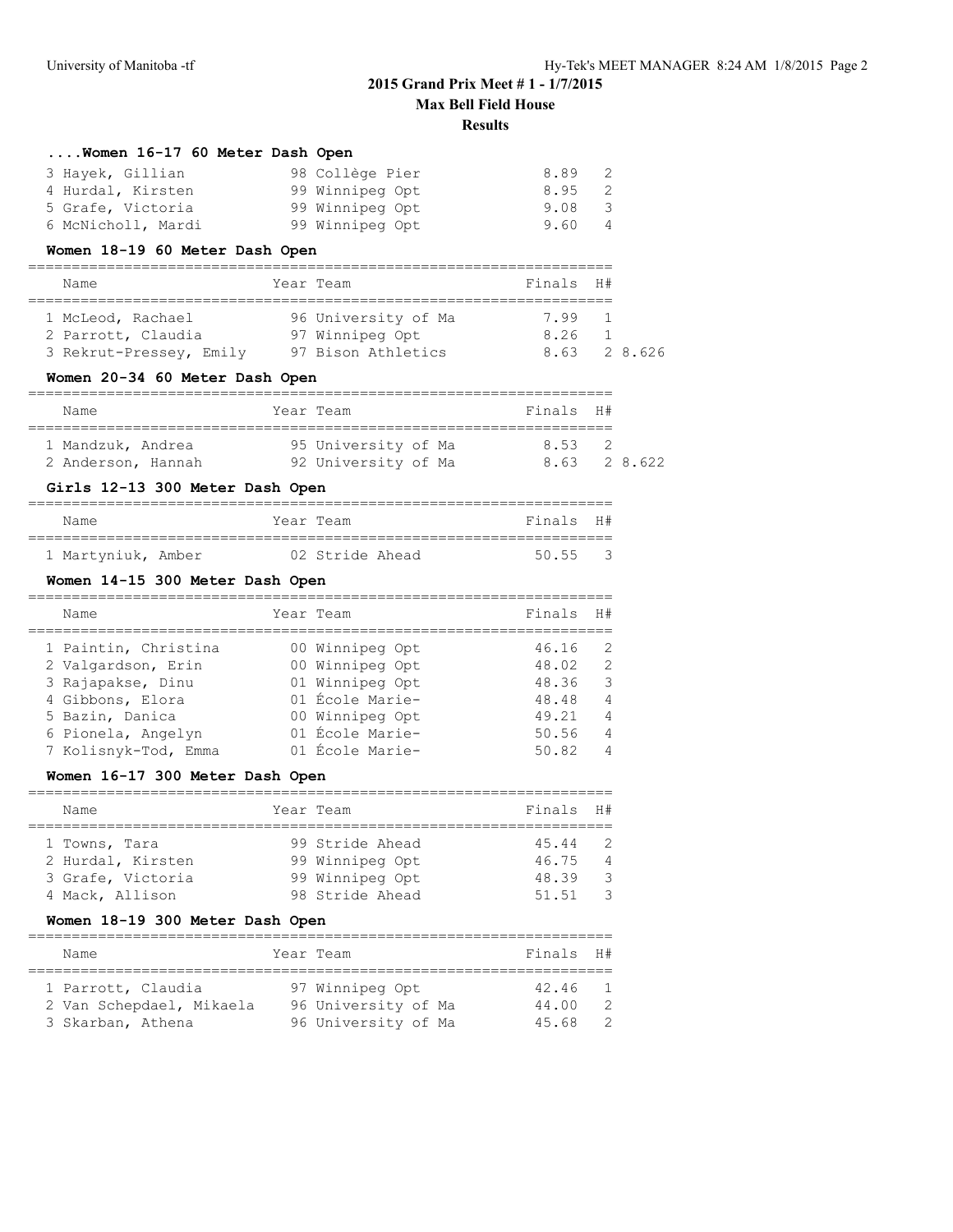## 2015 Grand Prix Meet # 1 - 1/7/2015

**Max Bell Field House**

**Results**

### ....Women 16-17 60 Meter Dash Open

| Name | Year | Team | Finals | H# | |
|---|---|---|---|---|---|
| 3 Hayek, Gillian | 98 | Collège Pier | 8.89 | 2 | |
| 4 Hurdal, Kirsten | 99 | Winnipeg Opt | 8.95 | 2 | |
| 5 Grafe, Victoria | 99 | Winnipeg Opt | 9.08 | 3 | |
| 6 McNicholl, Mardi | 99 | Winnipeg Opt | 9.60 | 4 | |

### Women 18-19 60 Meter Dash Open

| Name | Year | Team | Finals | H# | |
|---|---|---|---|---|---|
| 1 McLeod, Rachael | 96 | University of Ma | 7.99 | 1 | |
| 2 Parrott, Claudia | 97 | Winnipeg Opt | 8.26 | 1 | |
| 3 Rekrut-Pressey, Emily | 97 | Bison Athletics | 8.63 | 2 | 8.626 |

### Women 20-34 60 Meter Dash Open

| Name | Year | Team | Finals | H# | |
|---|---|---|---|---|---|
| 1 Mandzuk, Andrea | 95 | University of Ma | 8.53 | 2 | |
| 2 Anderson, Hannah | 92 | University of Ma | 8.63 | 2 | 8.622 |

### Girls 12-13 300 Meter Dash Open

| Name | Year | Team | Finals | H# |
|---|---|---|---|---|
| 1 Martyniuk, Amber | 02 | Stride Ahead | 50.55 | 3 |

### Women 14-15 300 Meter Dash Open

| Name | Year | Team | Finals | H# |
|---|---|---|---|---|
| 1 Paintin, Christina | 00 | Winnipeg Opt | 46.16 | 2 |
| 2 Valgardson, Erin | 00 | Winnipeg Opt | 48.02 | 2 |
| 3 Rajapakse, Dinu | 01 | Winnipeg Opt | 48.36 | 3 |
| 4 Gibbons, Elora | 01 | École Marie- | 48.48 | 4 |
| 5 Bazin, Danica | 00 | Winnipeg Opt | 49.21 | 4 |
| 6 Pionela, Angelyn | 01 | École Marie- | 50.56 | 4 |
| 7 Kolisnyk-Tod, Emma | 01 | École Marie- | 50.82 | 4 |

### Women 16-17 300 Meter Dash Open

| Name | Year | Team | Finals | H# |
|---|---|---|---|---|
| 1 Towns, Tara | 99 | Stride Ahead | 45.44 | 2 |
| 2 Hurdal, Kirsten | 99 | Winnipeg Opt | 46.75 | 4 |
| 3 Grafe, Victoria | 99 | Winnipeg Opt | 48.39 | 3 |
| 4 Mack, Allison | 98 | Stride Ahead | 51.51 | 3 |

### Women 18-19 300 Meter Dash Open

| Name | Year | Team | Finals | H# |
|---|---|---|---|---|
| 1 Parrott, Claudia | 97 | Winnipeg Opt | 42.46 | 1 |
| 2 Van Schepdael, Mikaela | 96 | University of Ma | 44.00 | 2 |
| 3 Skarban, Athena | 96 | University of Ma | 45.68 | 2 |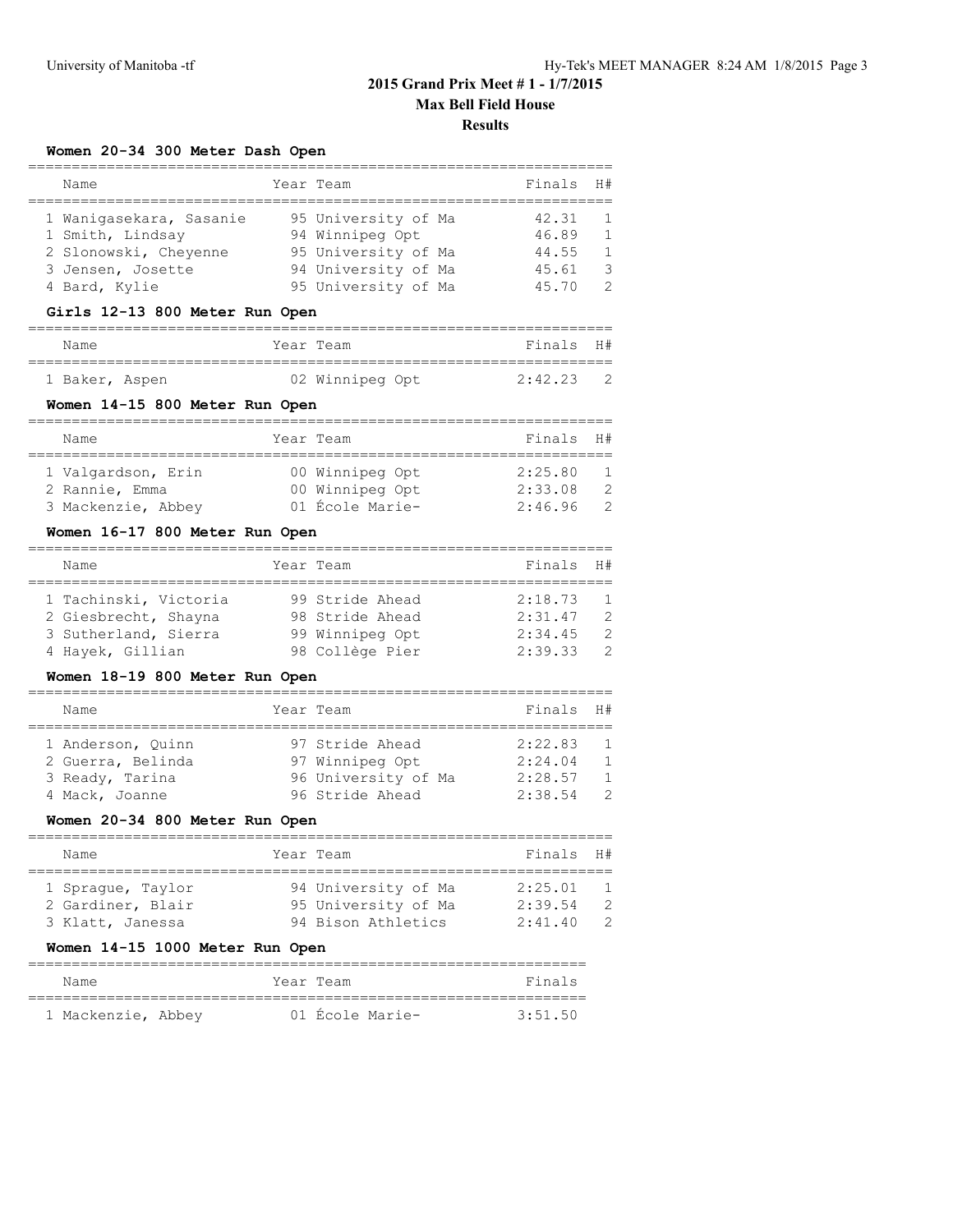# 2015 Grand Prix Meet # 1 - 1/7/2015

## Max Bell Field House

### Results

#### Women 20-34 300 Meter Dash Open

| | Name | Year | Team | Finals | H# |
|---|---|---|---|---|---|
| 1 | Wanigasekara, Sasanie | 95 | University of Ma | 42.31 | 1 |
| 1 | Smith, Lindsay | 94 | Winnipeg Opt | 46.89 | 1 |
| 2 | Slonowski, Cheyenne | 95 | University of Ma | 44.55 | 1 |
| 3 | Jensen, Josette | 94 | University of Ma | 45.61 | 3 |
| 4 | Bard, Kylie | 95 | University of Ma | 45.70 | 2 |

#### Girls 12-13 800 Meter Run Open

| | Name | Year | Team | Finals | H# |
|---|---|---|---|---|---|
| 1 | Baker, Aspen | 02 | Winnipeg Opt | 2:42.23 | 2 |

#### Women 14-15 800 Meter Run Open

| | Name | Year | Team | Finals | H# |
|---|---|---|---|---|---|
| 1 | Valgardson, Erin | 00 | Winnipeg Opt | 2:25.80 | 1 |
| 2 | Rannie, Emma | 00 | Winnipeg Opt | 2:33.08 | 2 |
| 3 | Mackenzie, Abbey | 01 | École Marie- | 2:46.96 | 2 |

#### Women 16-17 800 Meter Run Open

| | Name | Year | Team | Finals | H# |
|---|---|---|---|---|---|
| 1 | Tachinski, Victoria | 99 | Stride Ahead | 2:18.73 | 1 |
| 2 | Giesbrecht, Shayna | 98 | Stride Ahead | 2:31.47 | 2 |
| 3 | Sutherland, Sierra | 99 | Winnipeg Opt | 2:34.45 | 2 |
| 4 | Hayek, Gillian | 98 | Collège Pier | 2:39.33 | 2 |

#### Women 18-19 800 Meter Run Open

| | Name | Year | Team | Finals | H# |
|---|---|---|---|---|---|
| 1 | Anderson, Quinn | 97 | Stride Ahead | 2:22.83 | 1 |
| 2 | Guerra, Belinda | 97 | Winnipeg Opt | 2:24.04 | 1 |
| 3 | Ready, Tarina | 96 | University of Ma | 2:28.57 | 1 |
| 4 | Mack, Joanne | 96 | Stride Ahead | 2:38.54 | 2 |

#### Women 20-34 800 Meter Run Open

| | Name | Year | Team | Finals | H# |
|---|---|---|---|---|---|
| 1 | Sprague, Taylor | 94 | University of Ma | 2:25.01 | 1 |
| 2 | Gardiner, Blair | 95 | University of Ma | 2:39.54 | 2 |
| 3 | Klatt, Janessa | 94 | Bison Athletics | 2:41.40 | 2 |

#### Women 14-15 1000 Meter Run Open

| | Name | Year | Team | Finals |
|---|---|---|---|---|
| 1 | Mackenzie, Abbey | 01 | École Marie- | 3:51.50 |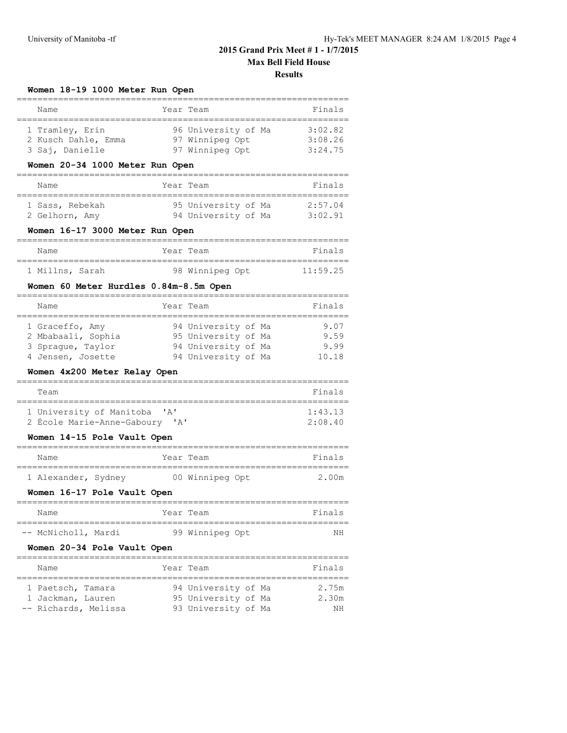# 2015 Grand Prix Meet # 1 - 1/7/2015

## Max Bell Field House

### Results

**Women 18-19 1000 Meter Run Open**

| | Name | Year | Team | Finals |
|---|---|---|---|---|
| 1 | Tramley, Erin | 96 | University of Ma | 3:02.82 |
| 2 | Kusch Dahle, Emma | 97 | Winnipeg Opt | 3:08.26 |
| 3 | Saj, Danielle | 97 | Winnipeg Opt | 3:24.75 |

**Women 20-34 1000 Meter Run Open**

| | Name | Year | Team | Finals |
|---|---|---|---|---|
| 1 | Sass, Rebekah | 95 | University of Ma | 2:57.04 |
| 2 | Gelhorn, Amy | 94 | University of Ma | 3:02.91 |

**Women 16-17 3000 Meter Run Open**

| | Name | Year | Team | Finals |
|---|---|---|---|---|
| 1 | Millns, Sarah | 98 | Winnipeg Opt | 11:59.25 |

**Women 60 Meter Hurdles 0.84m-8.5m Open**

| | Name | Year | Team | Finals |
|---|---|---|---|---|
| 1 | Graceffo, Amy | 94 | University of Ma | 9.07 |
| 2 | Mbabaali, Sophia | 95 | University of Ma | 9.59 |
| 3 | Sprague, Taylor | 94 | University of Ma | 9.99 |
| 4 | Jensen, Josette | 94 | University of Ma | 10.18 |

**Women 4x200 Meter Relay Open**

| | Team | Finals |
|---|---|---|
| 1 | University of Manitoba 'A' | 1:43.13 |
| 2 | École Marie-Anne-Gaboury 'A' | 2:08.40 |

**Women 14-15 Pole Vault Open**

| | Name | Year | Team | Finals |
|---|---|---|---|---|
| 1 | Alexander, Sydney | 00 | Winnipeg Opt | 2.00m |

**Women 16-17 Pole Vault Open**

| | Name | Year | Team | Finals |
|---|---|---|---|---|
| -- | McNicholl, Mardi | 99 | Winnipeg Opt | NH |

**Women 20-34 Pole Vault Open**

| | Name | Year | Team | Finals |
|---|---|---|---|---|
| 1 | Paetsch, Tamara | 94 | University of Ma | 2.75m |
| 1 | Jackman, Lauren | 95 | University of Ma | 2.30m |
| -- | Richards, Melissa | 93 | University of Ma | NH |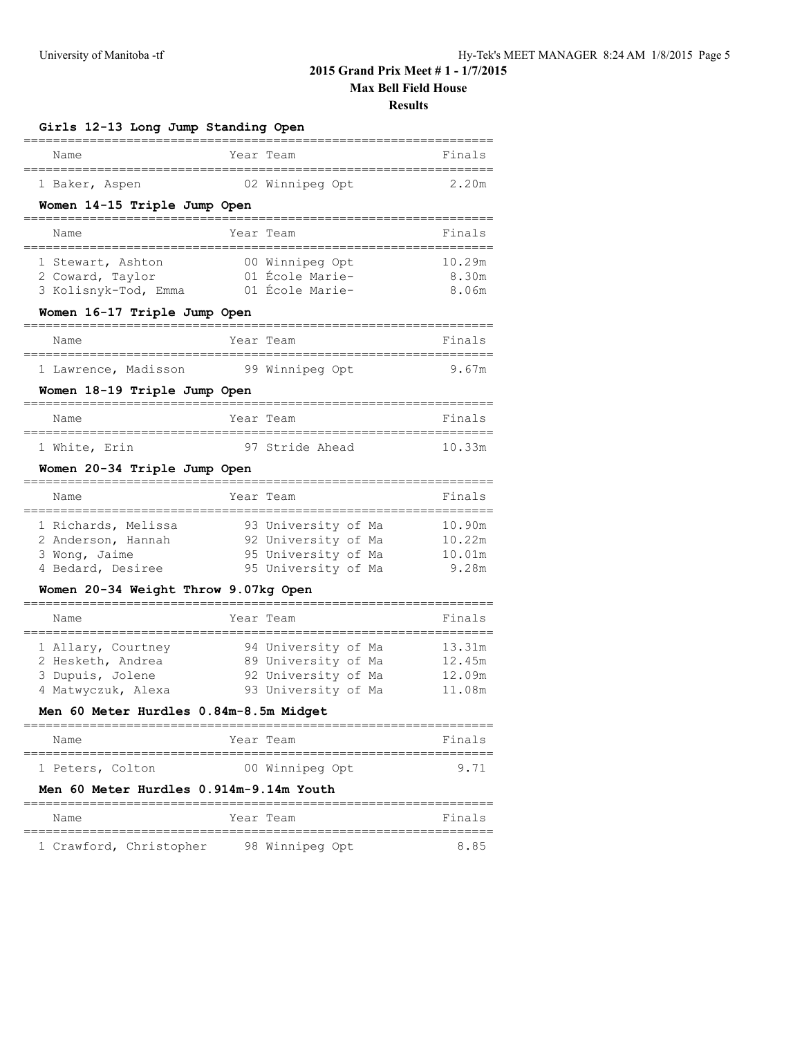## 2015 Grand Prix Meet # 1 - 1/7/2015

## Max Bell Field House

## Results

### Girls 12-13 Long Jump Standing Open

| Name | Year | Team | Finals |
|---|---|---|---|
| 1 Baker, Aspen | 02 | Winnipeg Opt | 2.20m |

### Women 14-15 Triple Jump Open

| Name | Year | Team | Finals |
|---|---|---|---|
| 1 Stewart, Ashton | 00 | Winnipeg Opt | 10.29m |
| 2 Coward, Taylor | 01 | École Marie- | 8.30m |
| 3 Kolisnyk-Tod, Emma | 01 | École Marie- | 8.06m |

### Women 16-17 Triple Jump Open

| Name | Year | Team | Finals |
|---|---|---|---|
| 1 Lawrence, Madisson | 99 | Winnipeg Opt | 9.67m |

### Women 18-19 Triple Jump Open

| Name | Year | Team | Finals |
|---|---|---|---|
| 1 White, Erin | 97 | Stride Ahead | 10.33m |

### Women 20-34 Triple Jump Open

| Name | Year | Team | Finals |
|---|---|---|---|
| 1 Richards, Melissa | 93 | University of Ma | 10.90m |
| 2 Anderson, Hannah | 92 | University of Ma | 10.22m |
| 3 Wong, Jaime | 95 | University of Ma | 10.01m |
| 4 Bedard, Desiree | 95 | University of Ma | 9.28m |

### Women 20-34 Weight Throw 9.07kg Open

| Name | Year | Team | Finals |
|---|---|---|---|
| 1 Allary, Courtney | 94 | University of Ma | 13.31m |
| 2 Hesketh, Andrea | 89 | University of Ma | 12.45m |
| 3 Dupuis, Jolene | 92 | University of Ma | 12.09m |
| 4 Matwyczuk, Alexa | 93 | University of Ma | 11.08m |

### Men 60 Meter Hurdles 0.84m-8.5m Midget

| Name | Year | Team | Finals |
|---|---|---|---|
| 1 Peters, Colton | 00 | Winnipeg Opt | 9.71 |

### Men 60 Meter Hurdles 0.914m-9.14m Youth

| Name | Year | Team | Finals |
|---|---|---|---|
| 1 Crawford, Christopher | 98 | Winnipeg Opt | 8.85 |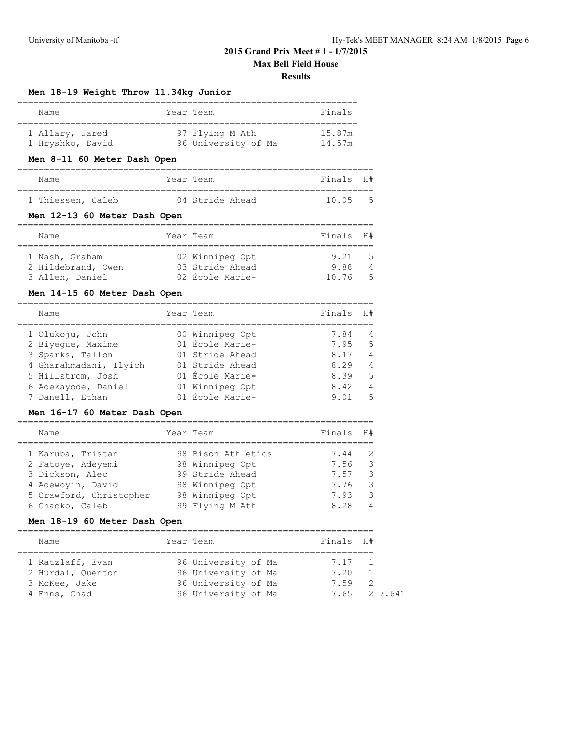## 2015 Grand Prix Meet # 1 - 1/7/2015

**Max Bell Field House**

**Results**

### Men 18-19 Weight Throw 11.34kg Junior

| | Name | Year | Team | Finals |
|---|---|---|---|---|
| 1 | Allary, Jared | 97 | Flying M Ath | 15.87m |
| 1 | Hryshko, David | 96 | University of Ma | 14.57m |

### Men 8-11 60 Meter Dash Open

| | Name | Year | Team | Finals | H# |
|---|---|---|---|---|---|
| 1 | Thiessen, Caleb | 04 | Stride Ahead | 10.05 | 5 |

### Men 12-13 60 Meter Dash Open

| | Name | Year | Team | Finals | H# |
|---|---|---|---|---|---|
| 1 | Nash, Graham | 02 | Winnipeg Opt | 9.21 | 5 |
| 2 | Hildebrand, Owen | 03 | Stride Ahead | 9.88 | 4 |
| 3 | Allen, Daniel | 02 | École Marie- | 10.76 | 5 |

### Men 14-15 60 Meter Dash Open

| | Name | Year | Team | Finals | H# |
|---|---|---|---|---|---|
| 1 | Olukoju, John | 00 | Winnipeg Opt | 7.84 | 4 |
| 2 | Biyegue, Maxime | 01 | École Marie- | 7.95 | 5 |
| 3 | Sparks, Tallon | 01 | Stride Ahead | 8.17 | 4 |
| 4 | Gharahmadani, Ilyich | 01 | Stride Ahead | 8.29 | 4 |
| 5 | Hillstrom, Josh | 01 | École Marie- | 8.39 | 5 |
| 6 | Adekayode, Daniel | 01 | Winnipeg Opt | 8.42 | 4 |
| 7 | Danell, Ethan | 01 | École Marie- | 9.01 | 5 |

### Men 16-17 60 Meter Dash Open

| | Name | Year | Team | Finals | H# |
|---|---|---|---|---|---|
| 1 | Karuba, Tristan | 98 | Bison Athletics | 7.44 | 2 |
| 2 | Fatoye, Adeyemi | 98 | Winnipeg Opt | 7.56 | 3 |
| 3 | Dickson, Alec | 99 | Stride Ahead | 7.57 | 3 |
| 4 | Adewoyin, David | 98 | Winnipeg Opt | 7.76 | 3 |
| 5 | Crawford, Christopher | 98 | Winnipeg Opt | 7.93 | 3 |
| 6 | Chacko, Caleb | 99 | Flying M Ath | 8.28 | 4 |

### Men 18-19 60 Meter Dash Open

| | Name | Year | Team | Finals | H# | |
|---|---|---|---|---|---|---|
| 1 | Ratzlaff, Evan | 96 | University of Ma | 7.17 | 1 | |
| 2 | Hurdal, Quenton | 96 | University of Ma | 7.20 | 1 | |
| 3 | McKee, Jake | 96 | University of Ma | 7.59 | 2 | |
| 4 | Enns, Chad | 96 | University of Ma | 7.65 | 2 | 7.641 |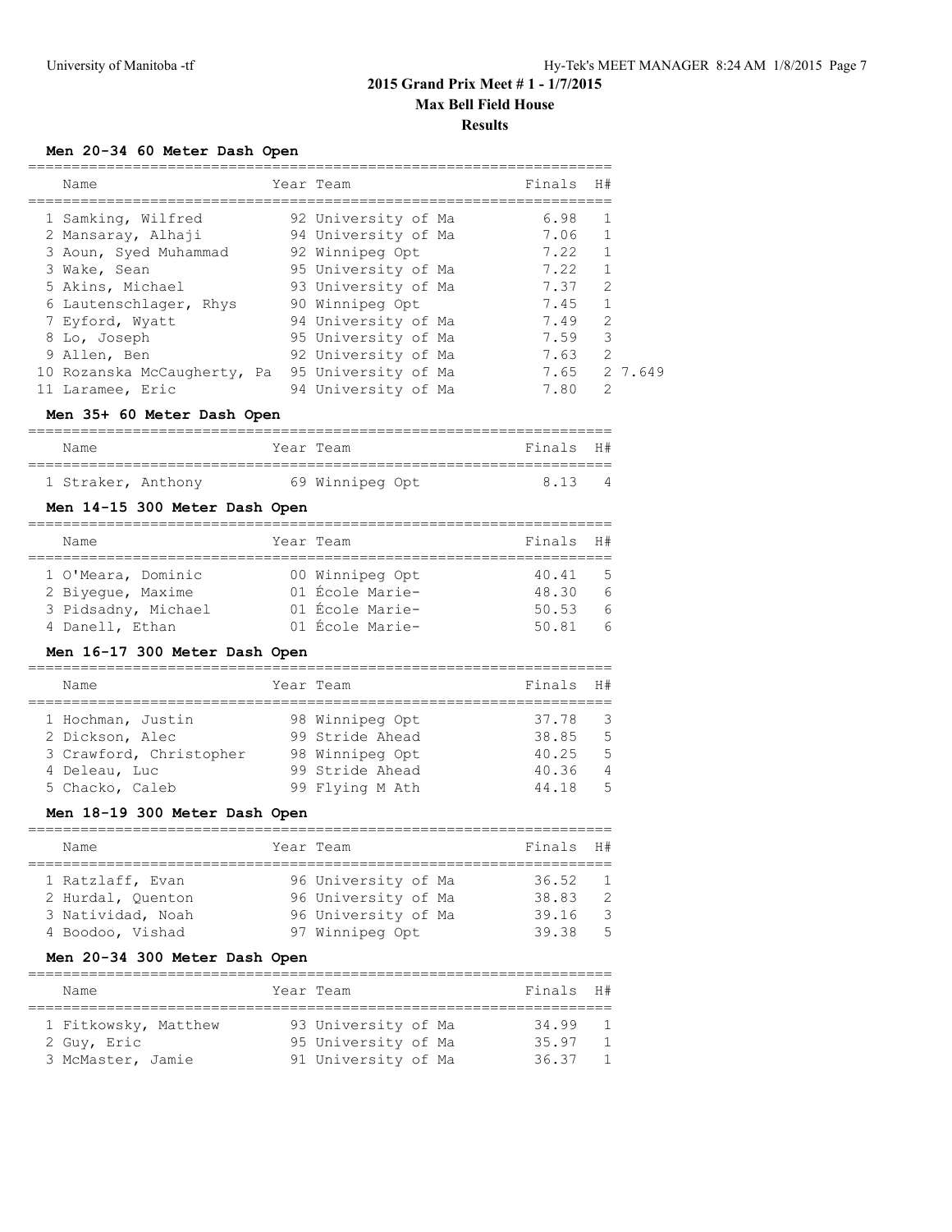# 2015 Grand Prix Meet # 1 - 1/7/2015

## Max Bell Field House

### Results

**Men 20-34 60 Meter Dash Open**

| | Name | Year | Team | Finals | H# | |
|---|---|---|---|---|---|---|
| 1 | Samking, Wilfred | 92 | University of Ma | 6.98 | 1 | |
| 2 | Mansaray, Alhaji | 94 | University of Ma | 7.06 | 1 | |
| 3 | Aoun, Syed Muhammad | 92 | Winnipeg Opt | 7.22 | 1 | |
| 3 | Wake, Sean | 95 | University of Ma | 7.22 | 1 | |
| 5 | Akins, Michael | 93 | University of Ma | 7.37 | 2 | |
| 6 | Lautenschlager, Rhys | 90 | Winnipeg Opt | 7.45 | 1 | |
| 7 | Eyford, Wyatt | 94 | University of Ma | 7.49 | 2 | |
| 8 | Lo, Joseph | 95 | University of Ma | 7.59 | 3 | |
| 9 | Allen, Ben | 92 | University of Ma | 7.63 | 2 | |
| 10 | Rozanska McCaugherty, Pa | 95 | University of Ma | 7.65 | 2 | 7.649 |
| 11 | Laramee, Eric | 94 | University of Ma | 7.80 | 2 | |

**Men 35+ 60 Meter Dash Open**

| | Name | Year | Team | Finals | H# |
|---|---|---|---|---|---|
| 1 | Straker, Anthony | 69 | Winnipeg Opt | 8.13 | 4 |

**Men 14-15 300 Meter Dash Open**

| | Name | Year | Team | Finals | H# |
|---|---|---|---|---|---|
| 1 | O'Meara, Dominic | 00 | Winnipeg Opt | 40.41 | 5 |
| 2 | Biyegue, Maxime | 01 | École Marie- | 48.30 | 6 |
| 3 | Pidsadny, Michael | 01 | École Marie- | 50.53 | 6 |
| 4 | Danell, Ethan | 01 | École Marie- | 50.81 | 6 |

**Men 16-17 300 Meter Dash Open**

| | Name | Year | Team | Finals | H# |
|---|---|---|---|---|---|
| 1 | Hochman, Justin | 98 | Winnipeg Opt | 37.78 | 3 |
| 2 | Dickson, Alec | 99 | Stride Ahead | 38.85 | 5 |
| 3 | Crawford, Christopher | 98 | Winnipeg Opt | 40.25 | 5 |
| 4 | Deleau, Luc | 99 | Stride Ahead | 40.36 | 4 |
| 5 | Chacko, Caleb | 99 | Flying M Ath | 44.18 | 5 |

**Men 18-19 300 Meter Dash Open**

| | Name | Year | Team | Finals | H# |
|---|---|---|---|---|---|
| 1 | Ratzlaff, Evan | 96 | University of Ma | 36.52 | 1 |
| 2 | Hurdal, Quenton | 96 | University of Ma | 38.83 | 2 |
| 3 | Natividad, Noah | 96 | University of Ma | 39.16 | 3 |
| 4 | Boodoo, Vishad | 97 | Winnipeg Opt | 39.38 | 5 |

**Men 20-34 300 Meter Dash Open**

| | Name | Year | Team | Finals | H# |
|---|---|---|---|---|---|
| 1 | Fitkowsky, Matthew | 93 | University of Ma | 34.99 | 1 |
| 2 | Guy, Eric | 95 | University of Ma | 35.97 | 1 |
| 3 | McMaster, Jamie | 91 | University of Ma | 36.37 | 1 |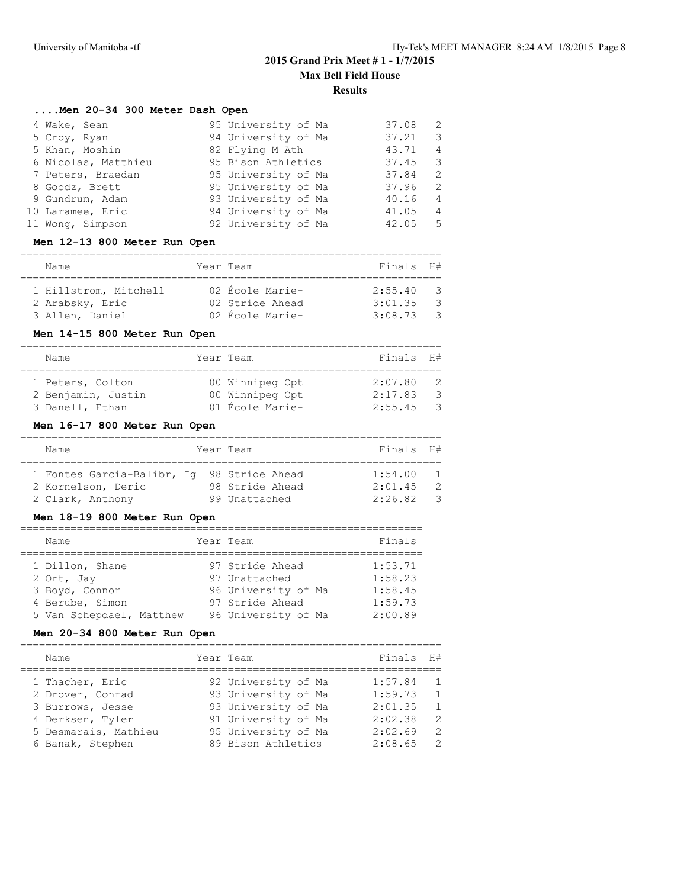# 2015 Grand Prix Meet # 1 - 1/7/2015

**Max Bell Field House**

**Results**

### ....Men 20-34 300 Meter Dash Open

| | Name | Year | Team | Finals | H# |
|---|---|---|---|---|---|
| 4 | Wake, Sean | 95 | University of Ma | 37.08 | 2 |
| 5 | Croy, Ryan | 94 | University of Ma | 37.21 | 3 |
| 5 | Khan, Moshin | 82 | Flying M Ath | 43.71 | 4 |
| 6 | Nicolas, Matthieu | 95 | Bison Athletics | 37.45 | 3 |
| 7 | Peters, Braedan | 95 | University of Ma | 37.84 | 2 |
| 8 | Goodz, Brett | 95 | University of Ma | 37.96 | 2 |
| 9 | Gundrum, Adam | 93 | University of Ma | 40.16 | 4 |
| 10 | Laramee, Eric | 94 | University of Ma | 41.05 | 4 |
| 11 | Wong, Simpson | 92 | University of Ma | 42.05 | 5 |

### Men 12-13 800 Meter Run Open

| | Name | Year | Team | Finals | H# |
|---|---|---|---|---|---|
| 1 | Hillstrom, Mitchell | 02 | École Marie- | 2:55.40 | 3 |
| 2 | Arabsky, Eric | 02 | Stride Ahead | 3:01.35 | 3 |
| 3 | Allen, Daniel | 02 | École Marie- | 3:08.73 | 3 |

### Men 14-15 800 Meter Run Open

| | Name | Year | Team | Finals | H# |
|---|---|---|---|---|---|
| 1 | Peters, Colton | 00 | Winnipeg Opt | 2:07.80 | 2 |
| 2 | Benjamin, Justin | 00 | Winnipeg Opt | 2:17.83 | 3 |
| 3 | Danell, Ethan | 01 | École Marie- | 2:55.45 | 3 |

### Men 16-17 800 Meter Run Open

| | Name | Year | Team | Finals | H# |
|---|---|---|---|---|---|
| 1 | Fontes Garcia-Balibr, Ig | 98 | Stride Ahead | 1:54.00 | 1 |
| 2 | Kornelson, Deric | 98 | Stride Ahead | 2:01.45 | 2 |
| 2 | Clark, Anthony | 99 | Unattached | 2:26.82 | 3 |

### Men 18-19 800 Meter Run Open

| | Name | Year | Team | Finals |
|---|---|---|---|---|
| 1 | Dillon, Shane | 97 | Stride Ahead | 1:53.71 |
| 2 | Ort, Jay | 97 | Unattached | 1:58.23 |
| 3 | Boyd, Connor | 96 | University of Ma | 1:58.45 |
| 4 | Berube, Simon | 97 | Stride Ahead | 1:59.73 |
| 5 | Van Schepdael, Matthew | 96 | University of Ma | 2:00.89 |

### Men 20-34 800 Meter Run Open

| | Name | Year | Team | Finals | H# |
|---|---|---|---|---|---|
| 1 | Thacher, Eric | 92 | University of Ma | 1:57.84 | 1 |
| 2 | Drover, Conrad | 93 | University of Ma | 1:59.73 | 1 |
| 3 | Burrows, Jesse | 93 | University of Ma | 2:01.35 | 1 |
| 4 | Derksen, Tyler | 91 | University of Ma | 2:02.38 | 2 |
| 5 | Desmarais, Mathieu | 95 | University of Ma | 2:02.69 | 2 |
| 6 | Banak, Stephen | 89 | Bison Athletics | 2:08.65 | 2 |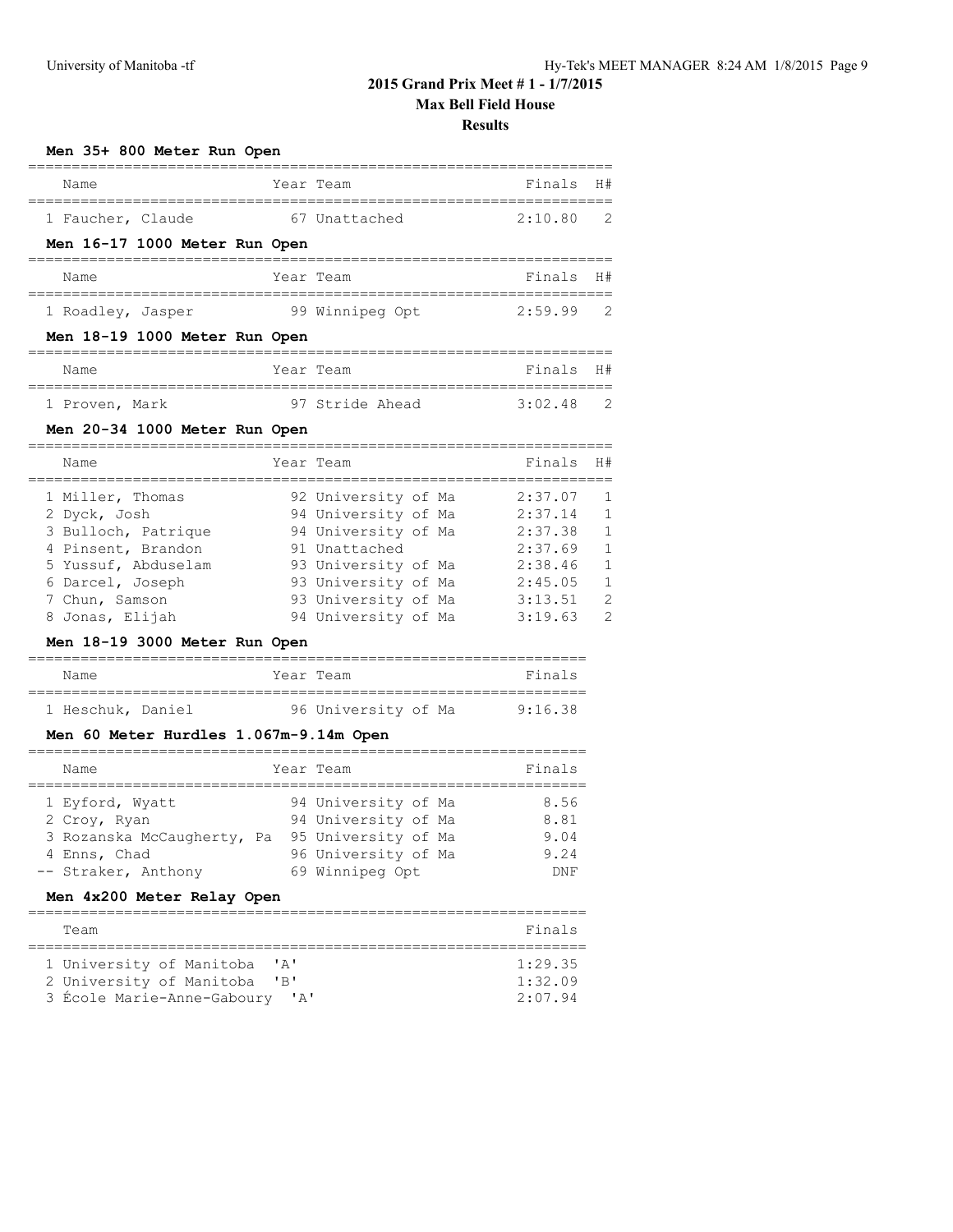# 2015 Grand Prix Meet # 1 - 1/7/2015

**Max Bell Field House**

**Results**

### Men 35+ 800 Meter Run Open

| | Name | Year | Team | Finals | H# |
|---|---|---|---|---|---|
| 1 | Faucher, Claude | 67 | Unattached | 2:10.80 | 2 |

### Men 16-17 1000 Meter Run Open

| | Name | Year | Team | Finals | H# |
|---|---|---|---|---|---|
| 1 | Roadley, Jasper | 99 | Winnipeg Opt | 2:59.99 | 2 |

### Men 18-19 1000 Meter Run Open

| | Name | Year | Team | Finals | H# |
|---|---|---|---|---|---|
| 1 | Proven, Mark | 97 | Stride Ahead | 3:02.48 | 2 |

### Men 20-34 1000 Meter Run Open

| | Name | Year | Team | Finals | H# |
|---|---|---|---|---|---|
| 1 | Miller, Thomas | 92 | University of Ma | 2:37.07 | 1 |
| 2 | Dyck, Josh | 94 | University of Ma | 2:37.14 | 1 |
| 3 | Bulloch, Patrique | 94 | University of Ma | 2:37.38 | 1 |
| 4 | Pinsent, Brandon | 91 | Unattached | 2:37.69 | 1 |
| 5 | Yussuf, Abduselam | 93 | University of Ma | 2:38.46 | 1 |
| 6 | Darcel, Joseph | 93 | University of Ma | 2:45.05 | 1 |
| 7 | Chun, Samson | 93 | University of Ma | 3:13.51 | 2 |
| 8 | Jonas, Elijah | 94 | University of Ma | 3:19.63 | 2 |

### Men 18-19 3000 Meter Run Open

| | Name | Year | Team | Finals |
|---|---|---|---|---|
| 1 | Heschuk, Daniel | 96 | University of Ma | 9:16.38 |

### Men 60 Meter Hurdles 1.067m-9.14m Open

| | Name | Year | Team | Finals |
|---|---|---|---|---|
| 1 | Eyford, Wyatt | 94 | University of Ma | 8.56 |
| 2 | Croy, Ryan | 94 | University of Ma | 8.81 |
| 3 | Rozanska McCaugherty, Pa | 95 | University of Ma | 9.04 |
| 4 | Enns, Chad | 96 | University of Ma | 9.24 |
| -- | Straker, Anthony | 69 | Winnipeg Opt | DNF |

### Men 4x200 Meter Relay Open

| | Team | Finals |
|---|---|---|
| 1 | University of Manitoba 'A' | 1:29.35 |
| 2 | University of Manitoba 'B' | 1:32.09 |
| 3 | École Marie-Anne-Gaboury 'A' | 2:07.94 |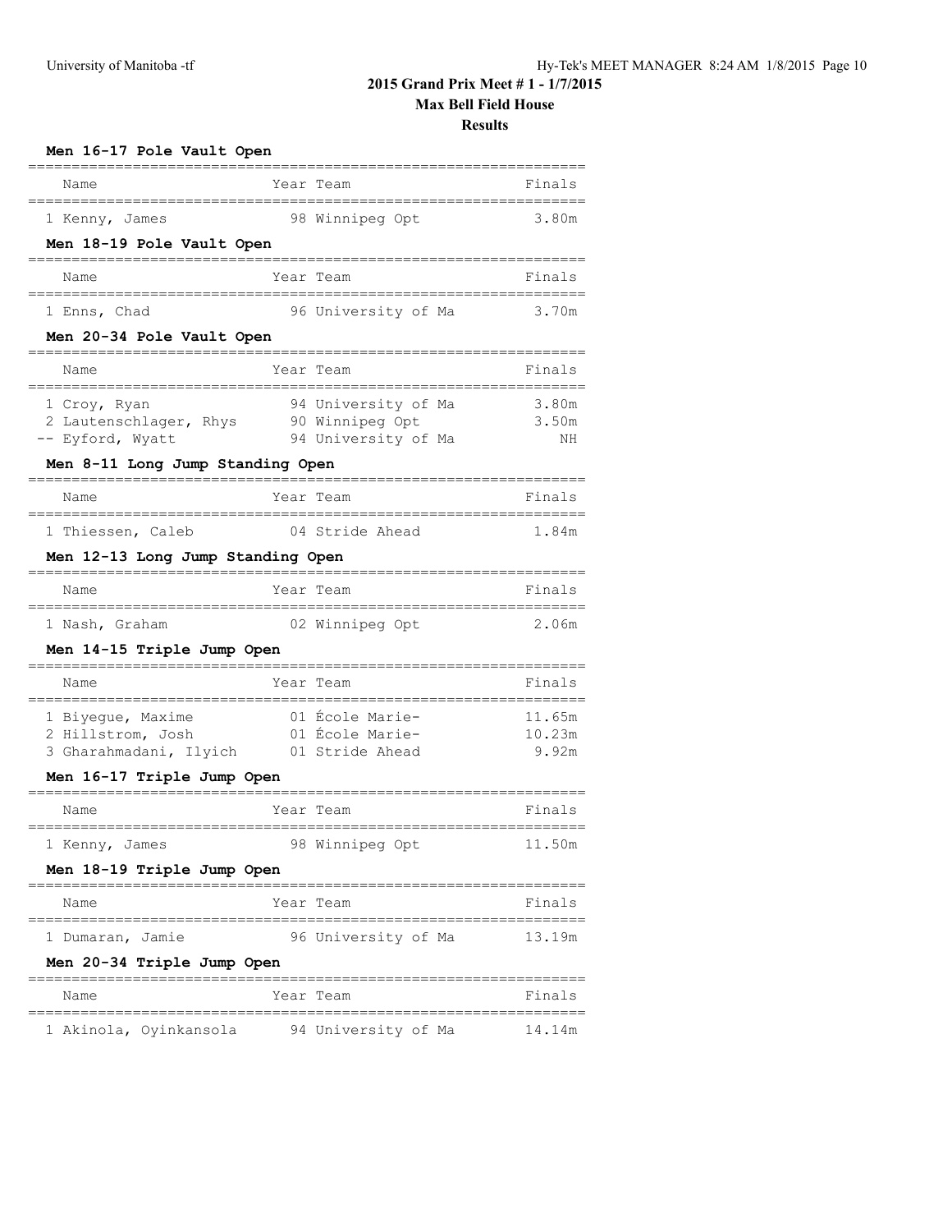## 2015 Grand Prix Meet # 1 - 1/7/2015

### Max Bell Field House

### Results

#### Men 16-17 Pole Vault Open

| Name | Year | Team | Finals |
|---|---|---|---|
| 1 Kenny, James | 98 | Winnipeg Opt | 3.80m |

#### Men 18-19 Pole Vault Open

| Name | Year | Team | Finals |
|---|---|---|---|
| 1 Enns, Chad | 96 | University of Ma | 3.70m |

#### Men 20-34 Pole Vault Open

| Name | Year | Team | Finals |
|---|---|---|---|
| 1 Croy, Ryan | 94 | University of Ma | 3.80m |
| 2 Lautenschlager, Rhys | 90 | Winnipeg Opt | 3.50m |
| -- Eyford, Wyatt | 94 | University of Ma | NH |

#### Men 8-11 Long Jump Standing Open

| Name | Year | Team | Finals |
|---|---|---|---|
| 1 Thiessen, Caleb | 04 | Stride Ahead | 1.84m |

#### Men 12-13 Long Jump Standing Open

| Name | Year | Team | Finals |
|---|---|---|---|
| 1 Nash, Graham | 02 | Winnipeg Opt | 2.06m |

#### Men 14-15 Triple Jump Open

| Name | Year | Team | Finals |
|---|---|---|---|
| 1 Biyegue, Maxime | 01 | École Marie- | 11.65m |
| 2 Hillstrom, Josh | 01 | École Marie- | 10.23m |
| 3 Gharahmadani, Ilyich | 01 | Stride Ahead | 9.92m |

#### Men 16-17 Triple Jump Open

| Name | Year | Team | Finals |
|---|---|---|---|
| 1 Kenny, James | 98 | Winnipeg Opt | 11.50m |

#### Men 18-19 Triple Jump Open

| Name | Year | Team | Finals |
|---|---|---|---|
| 1 Dumaran, Jamie | 96 | University of Ma | 13.19m |

#### Men 20-34 Triple Jump Open

| Name | Year | Team | Finals |
|---|---|---|---|
| 1 Akinola, Oyinkansola | 94 | University of Ma | 14.14m |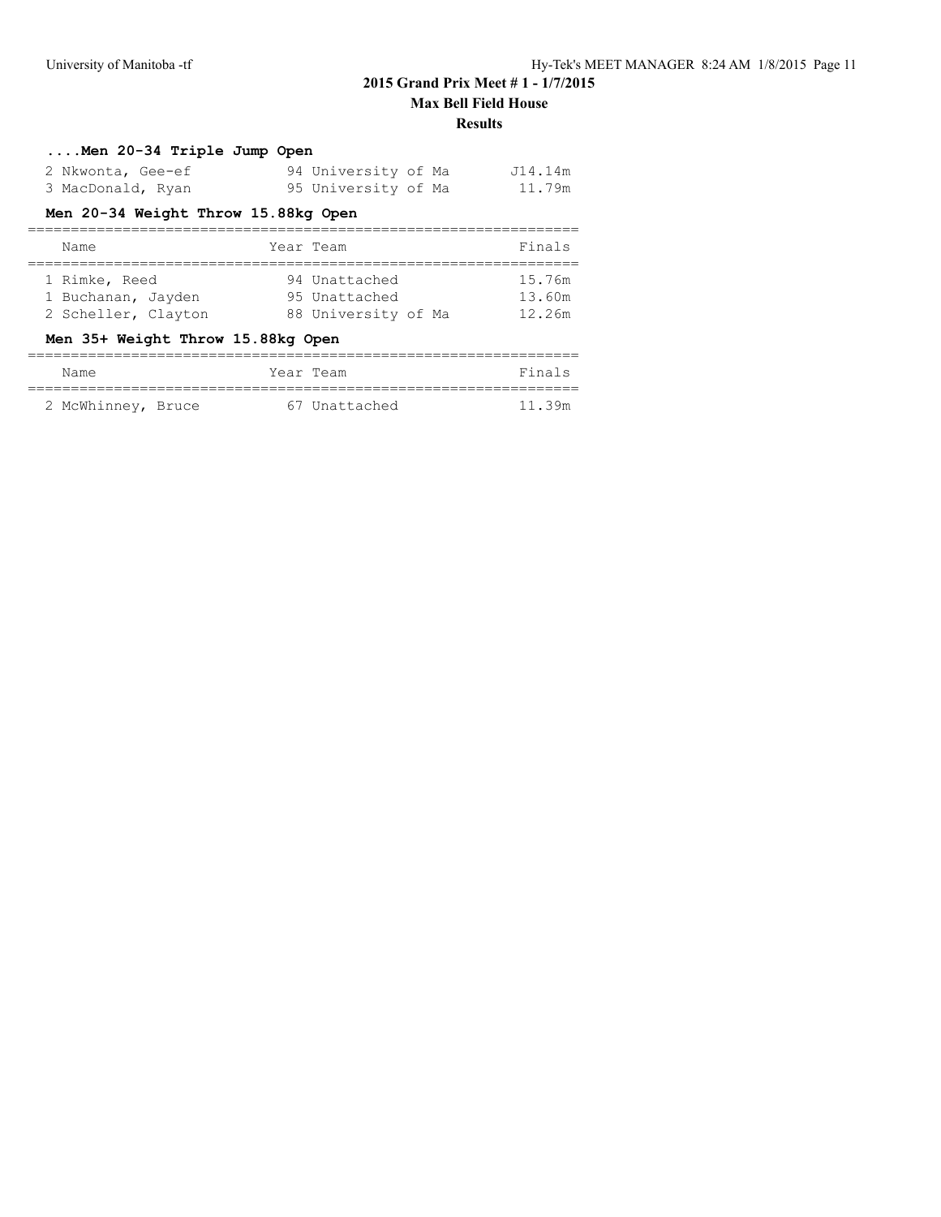# 2015 Grand Prix Meet # 1 - 1/7/2015

**Max Bell Field House**

**Results**

### ....Men 20-34 Triple Jump Open

| | Name | Year | Team | Finals |
|---|---|---|---|---|
| 2 | Nkwonta, Gee-ef | 94 | University of Ma | J14.14m |
| 3 | MacDonald, Ryan | 95 | University of Ma | 11.79m |

### Men 20-34 Weight Throw 15.88kg Open

| | Name | Year | Team | Finals |
|---|---|---|---|---|
| 1 | Rimke, Reed | 94 | Unattached | 15.76m |
| 1 | Buchanan, Jayden | 95 | Unattached | 13.60m |
| 2 | Scheller, Clayton | 88 | University of Ma | 12.26m |

### Men 35+ Weight Throw 15.88kg Open

| | Name | Year | Team | Finals |
|---|---|---|---|---|
| 2 | McWhinney, Bruce | 67 | Unattached | 11.39m |